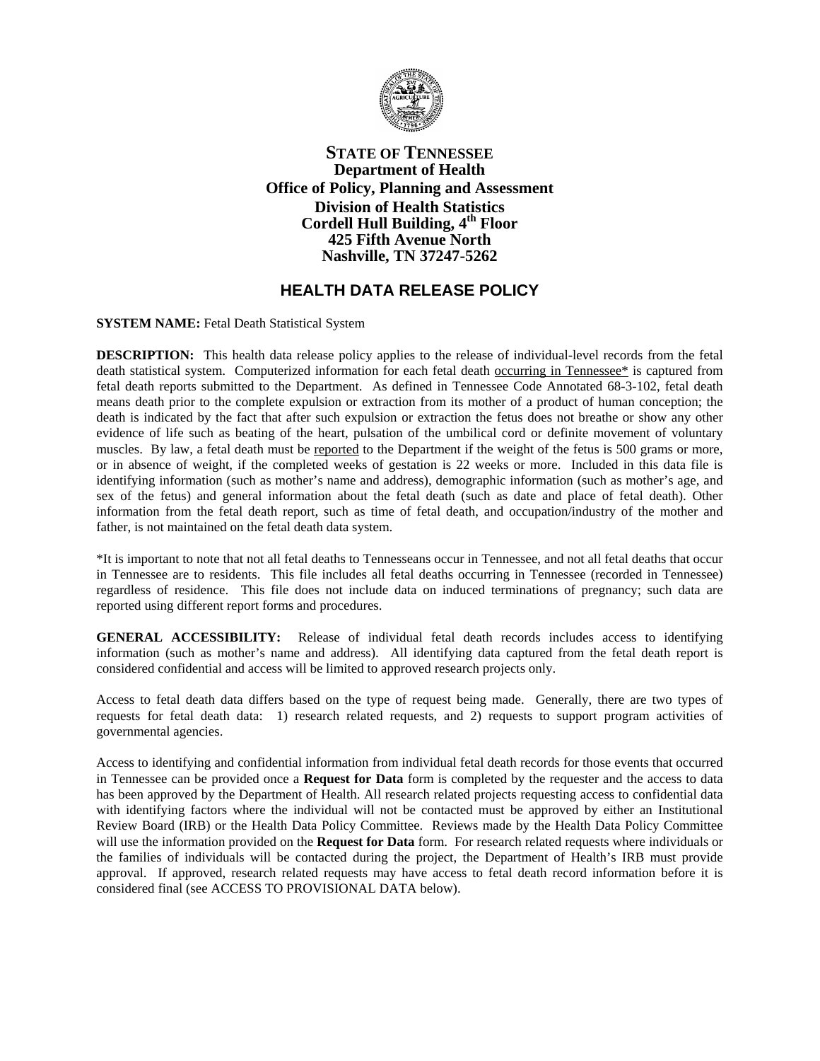**STATE OF TENNESSEE**
**Department of Health**
**Office of Policy, Planning and Assessment**
**Division of Health Statistics**
**Cordell Hull Building, 4th Floor**
**425 Fifth Avenue North**
**Nashville, TN 37247-5262**

# HEALTH DATA RELEASE POLICY

**SYSTEM NAME:** Fetal Death Statistical System

**DESCRIPTION:** This health data release policy applies to the release of individual-level records from the fetal death statistical system. Computerized information for each fetal death occurring in Tennessee* is captured from fetal death reports submitted to the Department. As defined in Tennessee Code Annotated 68-3-102, fetal death means death prior to the complete expulsion or extraction from its mother of a product of human conception; the death is indicated by the fact that after such expulsion or extraction the fetus does not breathe or show any other evidence of life such as beating of the heart, pulsation of the umbilical cord or definite movement of voluntary muscles. By law, a fetal death must be reported to the Department if the weight of the fetus is 500 grams or more, or in absence of weight, if the completed weeks of gestation is 22 weeks or more. Included in this data file is identifying information (such as mother's name and address), demographic information (such as mother's age, and sex of the fetus) and general information about the fetal death (such as date and place of fetal death). Other information from the fetal death report, such as time of fetal death, and occupation/industry of the mother and father, is not maintained on the fetal death data system.

*It is important to note that not all fetal deaths to Tennesseans occur in Tennessee, and not all fetal deaths that occur in Tennessee are to residents. This file includes all fetal deaths occurring in Tennessee (recorded in Tennessee) regardless of residence. This file does not include data on induced terminations of pregnancy; such data are reported using different report forms and procedures.

**GENERAL ACCESSIBILITY:** Release of individual fetal death records includes access to identifying information (such as mother's name and address). All identifying data captured from the fetal death report is considered confidential and access will be limited to approved research projects only.

Access to fetal death data differs based on the type of request being made. Generally, there are two types of requests for fetal death data: 1) research related requests, and 2) requests to support program activities of governmental agencies.

Access to identifying and confidential information from individual fetal death records for those events that occurred in Tennessee can be provided once a **Request for Data** form is completed by the requester and the access to data has been approved by the Department of Health. All research related projects requesting access to confidential data with identifying factors where the individual will not be contacted must be approved by either an Institutional Review Board (IRB) or the Health Data Policy Committee. Reviews made by the Health Data Policy Committee will use the information provided on the **Request for Data** form. For research related requests where individuals or the families of individuals will be contacted during the project, the Department of Health's IRB must provide approval. If approved, research related requests may have access to fetal death record information before it is considered final (see ACCESS TO PROVISIONAL DATA below).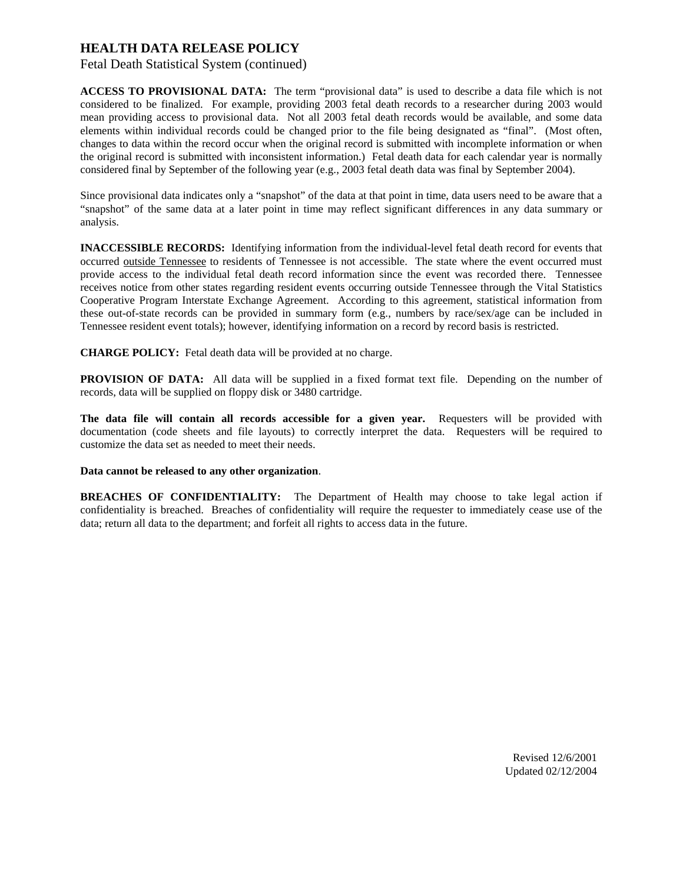# HEALTH DATA RELEASE POLICY

Fetal Death Statistical System (continued)

**ACCESS TO PROVISIONAL DATA:** The term "provisional data" is used to describe a data file which is not considered to be finalized. For example, providing 2003 fetal death records to a researcher during 2003 would mean providing access to provisional data. Not all 2003 fetal death records would be available, and some data elements within individual records could be changed prior to the file being designated as "final". (Most often, changes to data within the record occur when the original record is submitted with incomplete information or when the original record is submitted with inconsistent information.) Fetal death data for each calendar year is normally considered final by September of the following year (e.g., 2003 fetal death data was final by September 2004).

Since provisional data indicates only a "snapshot" of the data at that point in time, data users need to be aware that a "snapshot" of the same data at a later point in time may reflect significant differences in any data summary or analysis.

**INACCESSIBLE RECORDS:** Identifying information from the individual-level fetal death record for events that occurred outside Tennessee to residents of Tennessee is not accessible. The state where the event occurred must provide access to the individual fetal death record information since the event was recorded there. Tennessee receives notice from other states regarding resident events occurring outside Tennessee through the Vital Statistics Cooperative Program Interstate Exchange Agreement. According to this agreement, statistical information from these out-of-state records can be provided in summary form (e.g., numbers by race/sex/age can be included in Tennessee resident event totals); however, identifying information on a record by record basis is restricted.

**CHARGE POLICY:** Fetal death data will be provided at no charge.

**PROVISION OF DATA:** All data will be supplied in a fixed format text file. Depending on the number of records, data will be supplied on floppy disk or 3480 cartridge.

**The data file will contain all records accessible for a given year.** Requesters will be provided with documentation (code sheets and file layouts) to correctly interpret the data. Requesters will be required to customize the data set as needed to meet their needs.

**Data cannot be released to any other organization**.

**BREACHES OF CONFIDENTIALITY:** The Department of Health may choose to take legal action if confidentiality is breached. Breaches of confidentiality will require the requester to immediately cease use of the data; return all data to the department; and forfeit all rights to access data in the future.

Revised 12/6/2001
Updated 02/12/2004